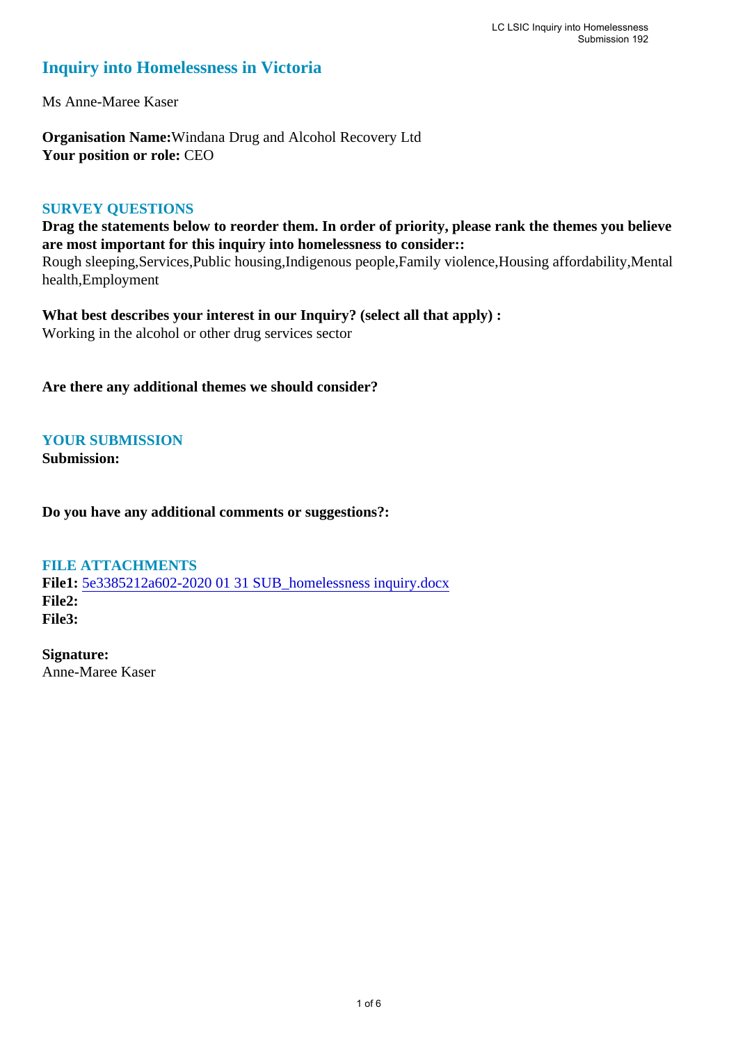# Inquiry into Homelessness in Victoria

Ms Anne-Maree Kaser

**Organisation Name:** Windana Drug and Alcohol Recovery Ltd
**Your position or role:** CEO

## SURVEY QUESTIONS

**Drag the statements below to reorder them. In order of priority, please rank the themes you believe are most important for this inquiry into homelessness to consider::**
Rough sleeping,Services,Public housing,Indigenous people,Family violence,Housing affordability,Mental health,Employment

**What best describes your interest in our Inquiry? (select all that apply) :**
Working in the alcohol or other drug services sector

**Are there any additional themes we should consider?**

## YOUR SUBMISSION

**Submission:**

**Do you have any additional comments or suggestions?:**

## FILE ATTACHMENTS

**File1:** 5e3385212a602-2020 01 31 SUB_homelessness inquiry.docx
**File2:**
**File3:**

**Signature:**
Anne-Maree Kaser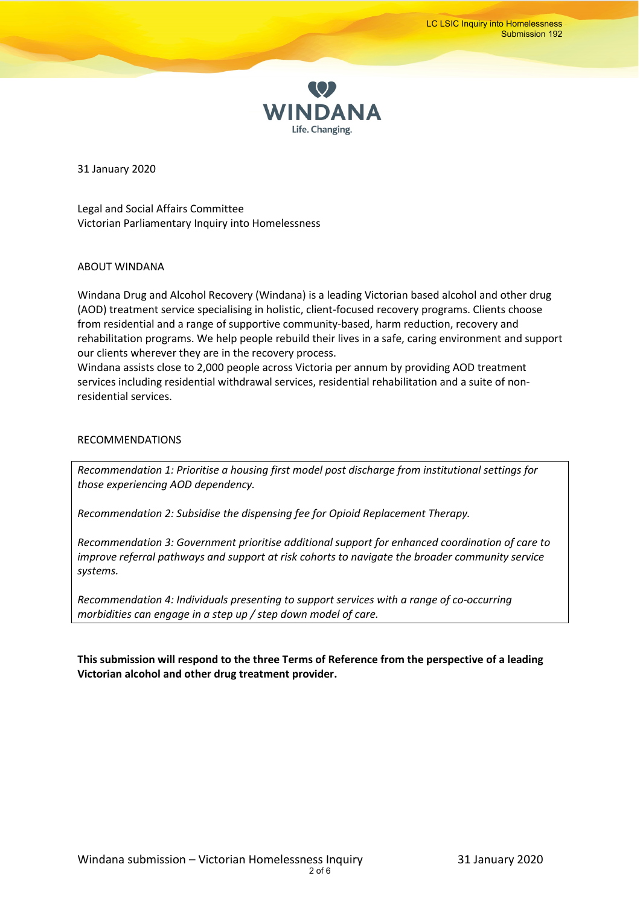31 January 2020

Legal and Social Affairs Committee
Victorian Parliamentary Inquiry into Homelessness

## ABOUT WINDANA

Windana Drug and Alcohol Recovery (Windana) is a leading Victorian based alcohol and other drug (AOD) treatment service specialising in holistic, client-focused recovery programs. Clients choose from residential and a range of supportive community-based, harm reduction, recovery and rehabilitation programs. We help people rebuild their lives in a safe, caring environment and support our clients wherever they are in the recovery process.
Windana assists close to 2,000 people across Victoria per annum by providing AOD treatment services including residential withdrawal services, residential rehabilitation and a suite of non-residential services.

## RECOMMENDATIONS

*Recommendation 1: Prioritise a housing first model post discharge from institutional settings for those experiencing AOD dependency.*

*Recommendation 2: Subsidise the dispensing fee for Opioid Replacement Therapy.*

*Recommendation 3: Government prioritise additional support for enhanced coordination of care to improve referral pathways and support at risk cohorts to navigate the broader community service systems.*

*Recommendation 4: Individuals presenting to support services with a range of co-occurring morbidities can engage in a step up / step down model of care.*

**This submission will respond to the three Terms of Reference from the perspective of a leading Victorian alcohol and other drug treatment provider.**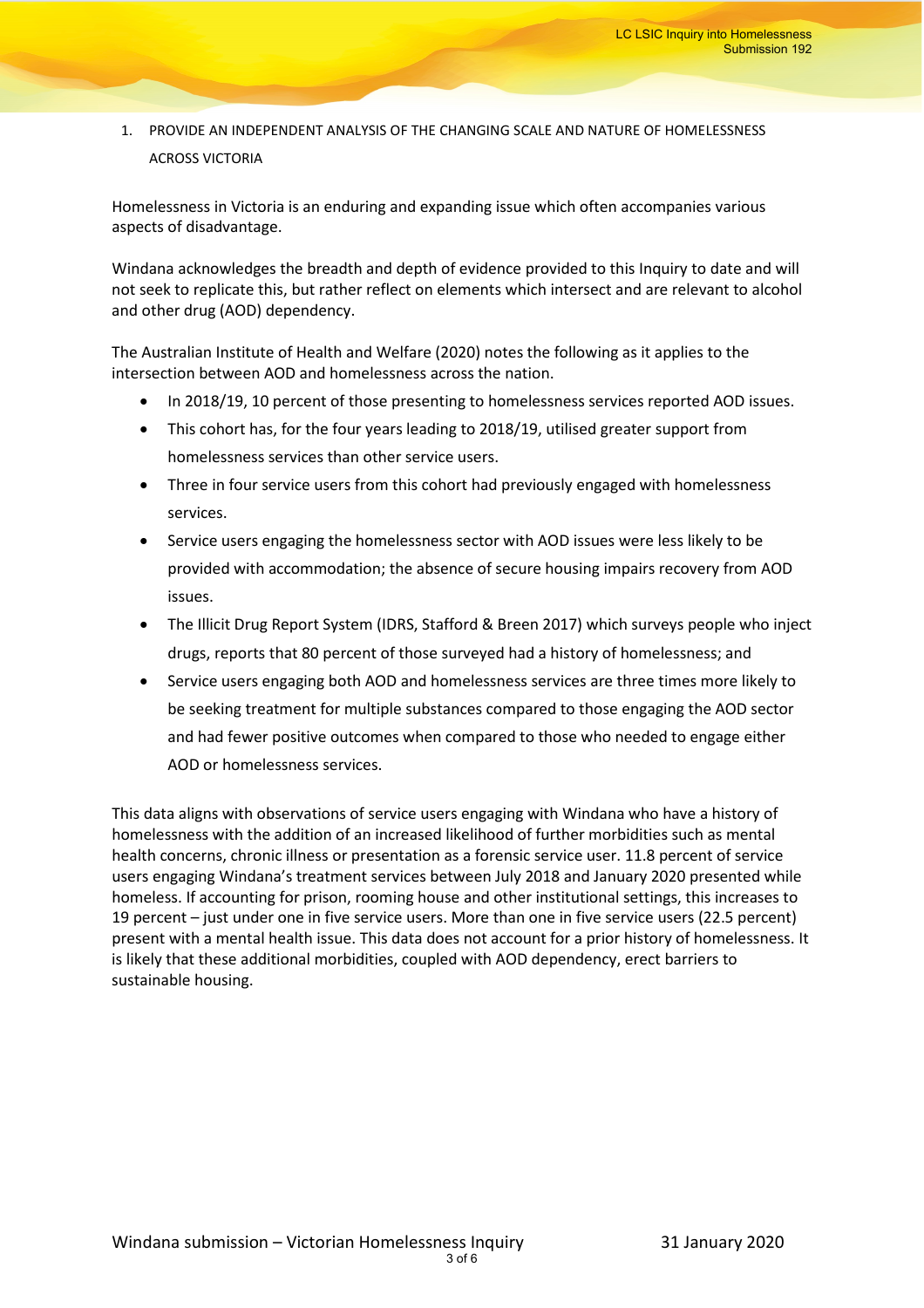1. PROVIDE AN INDEPENDENT ANALYSIS OF THE CHANGING SCALE AND NATURE OF HOMELESSNESS ACROSS VICTORIA

Homelessness in Victoria is an enduring and expanding issue which often accompanies various aspects of disadvantage.

Windana acknowledges the breadth and depth of evidence provided to this Inquiry to date and will not seek to replicate this, but rather reflect on elements which intersect and are relevant to alcohol and other drug (AOD) dependency.

The Australian Institute of Health and Welfare (2020) notes the following as it applies to the intersection between AOD and homelessness across the nation.

- In 2018/19, 10 percent of those presenting to homelessness services reported AOD issues.
- This cohort has, for the four years leading to 2018/19, utilised greater support from homelessness services than other service users.
- Three in four service users from this cohort had previously engaged with homelessness services.
- Service users engaging the homelessness sector with AOD issues were less likely to be provided with accommodation; the absence of secure housing impairs recovery from AOD issues.
- The Illicit Drug Report System (IDRS, Stafford & Breen 2017) which surveys people who inject drugs, reports that 80 percent of those surveyed had a history of homelessness; and
- Service users engaging both AOD and homelessness services are three times more likely to be seeking treatment for multiple substances compared to those engaging the AOD sector and had fewer positive outcomes when compared to those who needed to engage either AOD or homelessness services.

This data aligns with observations of service users engaging with Windana who have a history of homelessness with the addition of an increased likelihood of further morbidities such as mental health concerns, chronic illness or presentation as a forensic service user. 11.8 percent of service users engaging Windana's treatment services between July 2018 and January 2020 presented while homeless. If accounting for prison, rooming house and other institutional settings, this increases to 19 percent – just under one in five service users. More than one in five service users (22.5 percent) present with a mental health issue. This data does not account for a prior history of homelessness. It is likely that these additional morbidities, coupled with AOD dependency, erect barriers to sustainable housing.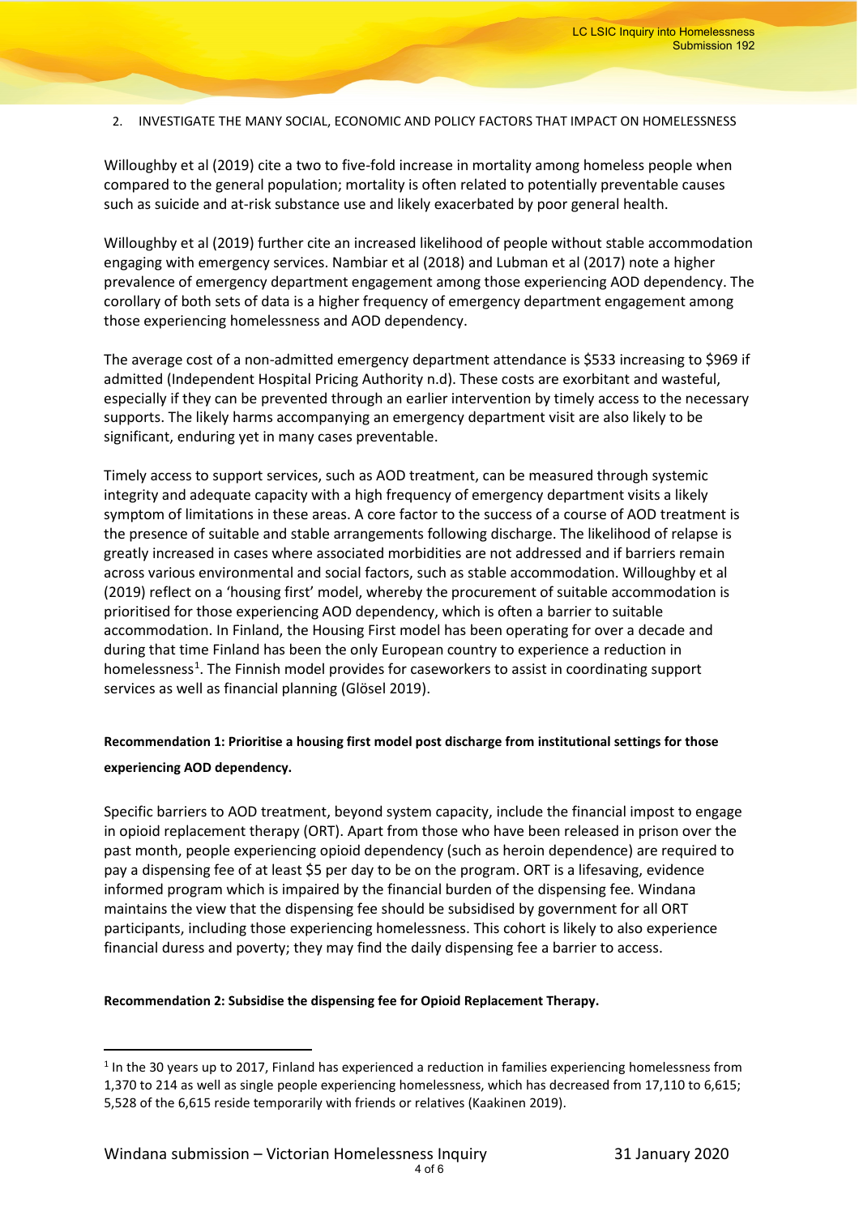2. INVESTIGATE THE MANY SOCIAL, ECONOMIC AND POLICY FACTORS THAT IMPACT ON HOMELESSNESS

Willoughby et al (2019) cite a two to five-fold increase in mortality among homeless people when compared to the general population; mortality is often related to potentially preventable causes such as suicide and at-risk substance use and likely exacerbated by poor general health.

Willoughby et al (2019) further cite an increased likelihood of people without stable accommodation engaging with emergency services. Nambiar et al (2018) and Lubman et al (2017) note a higher prevalence of emergency department engagement among those experiencing AOD dependency. The corollary of both sets of data is a higher frequency of emergency department engagement among those experiencing homelessness and AOD dependency.

The average cost of a non-admitted emergency department attendance is $533 increasing to $969 if admitted (Independent Hospital Pricing Authority n.d). These costs are exorbitant and wasteful, especially if they can be prevented through an earlier intervention by timely access to the necessary supports. The likely harms accompanying an emergency department visit are also likely to be significant, enduring yet in many cases preventable.

Timely access to support services, such as AOD treatment, can be measured through systemic integrity and adequate capacity with a high frequency of emergency department visits a likely symptom of limitations in these areas. A core factor to the success of a course of AOD treatment is the presence of suitable and stable arrangements following discharge. The likelihood of relapse is greatly increased in cases where associated morbidities are not addressed and if barriers remain across various environmental and social factors, such as stable accommodation. Willoughby et al (2019) reflect on a 'housing first' model, whereby the procurement of suitable accommodation is prioritised for those experiencing AOD dependency, which is often a barrier to suitable accommodation. In Finland, the Housing First model has been operating for over a decade and during that time Finland has been the only European country to experience a reduction in homelessness[1]. The Finnish model provides for caseworkers to assist in coordinating support services as well as financial planning (Glösel 2019).

**Recommendation 1: Prioritise a housing first model post discharge from institutional settings for those experiencing AOD dependency.**

Specific barriers to AOD treatment, beyond system capacity, include the financial impost to engage in opioid replacement therapy (ORT). Apart from those who have been released in prison over the past month, people experiencing opioid dependency (such as heroin dependence) are required to pay a dispensing fee of at least $5 per day to be on the program. ORT is a lifesaving, evidence informed program which is impaired by the financial burden of the dispensing fee. Windana maintains the view that the dispensing fee should be subsidised by government for all ORT participants, including those experiencing homelessness. This cohort is likely to also experience financial duress and poverty; they may find the daily dispensing fee a barrier to access.

**Recommendation 2: Subsidise the dispensing fee for Opioid Replacement Therapy.**

[1] In the 30 years up to 2017, Finland has experienced a reduction in families experiencing homelessness from 1,370 to 214 as well as single people experiencing homelessness, which has decreased from 17,110 to 6,615; 5,528 of the 6,615 reside temporarily with friends or relatives (Kaakinen 2019).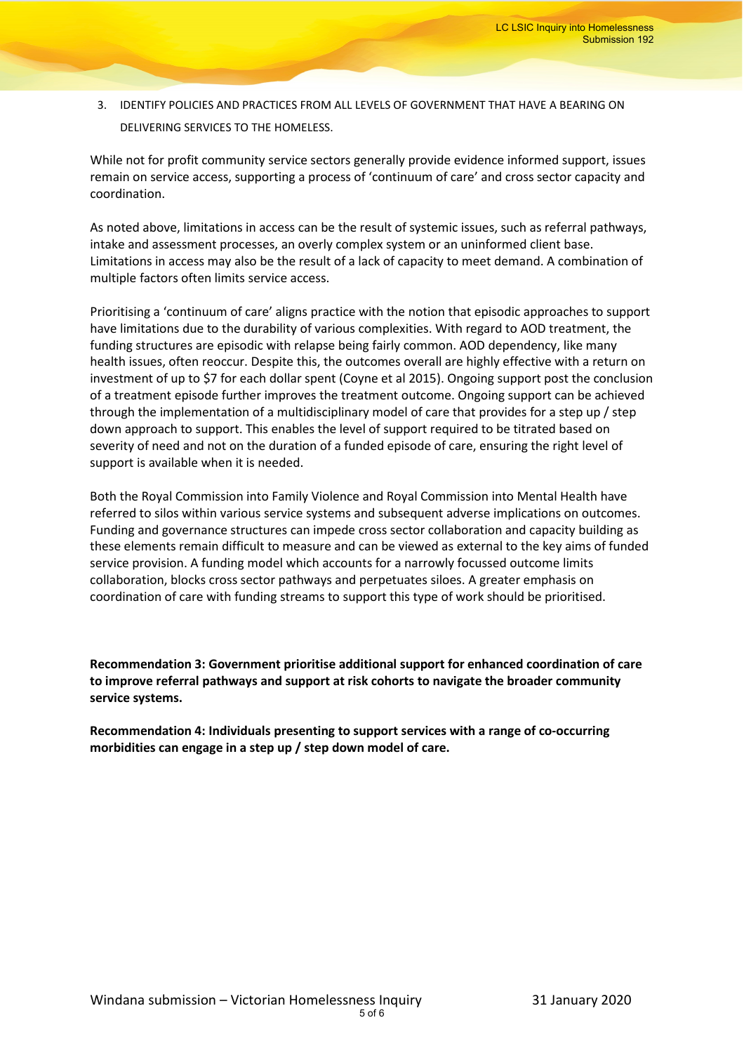3. IDENTIFY POLICIES AND PRACTICES FROM ALL LEVELS OF GOVERNMENT THAT HAVE A BEARING ON DELIVERING SERVICES TO THE HOMELESS.

While not for profit community service sectors generally provide evidence informed support, issues remain on service access, supporting a process of 'continuum of care' and cross sector capacity and coordination.

As noted above, limitations in access can be the result of systemic issues, such as referral pathways, intake and assessment processes, an overly complex system or an uninformed client base. Limitations in access may also be the result of a lack of capacity to meet demand. A combination of multiple factors often limits service access.

Prioritising a 'continuum of care' aligns practice with the notion that episodic approaches to support have limitations due to the durability of various complexities. With regard to AOD treatment, the funding structures are episodic with relapse being fairly common. AOD dependency, like many health issues, often reoccur. Despite this, the outcomes overall are highly effective with a return on investment of up to $7 for each dollar spent (Coyne et al 2015). Ongoing support post the conclusion of a treatment episode further improves the treatment outcome. Ongoing support can be achieved through the implementation of a multidisciplinary model of care that provides for a step up / step down approach to support. This enables the level of support required to be titrated based on severity of need and not on the duration of a funded episode of care, ensuring the right level of support is available when it is needed.

Both the Royal Commission into Family Violence and Royal Commission into Mental Health have referred to silos within various service systems and subsequent adverse implications on outcomes. Funding and governance structures can impede cross sector collaboration and capacity building as these elements remain difficult to measure and can be viewed as external to the key aims of funded service provision. A funding model which accounts for a narrowly focussed outcome limits collaboration, blocks cross sector pathways and perpetuates siloes. A greater emphasis on coordination of care with funding streams to support this type of work should be prioritised.

**Recommendation 3: Government prioritise additional support for enhanced coordination of care to improve referral pathways and support at risk cohorts to navigate the broader community service systems.**

**Recommendation 4: Individuals presenting to support services with a range of co-occurring morbidities can engage in a step up / step down model of care.**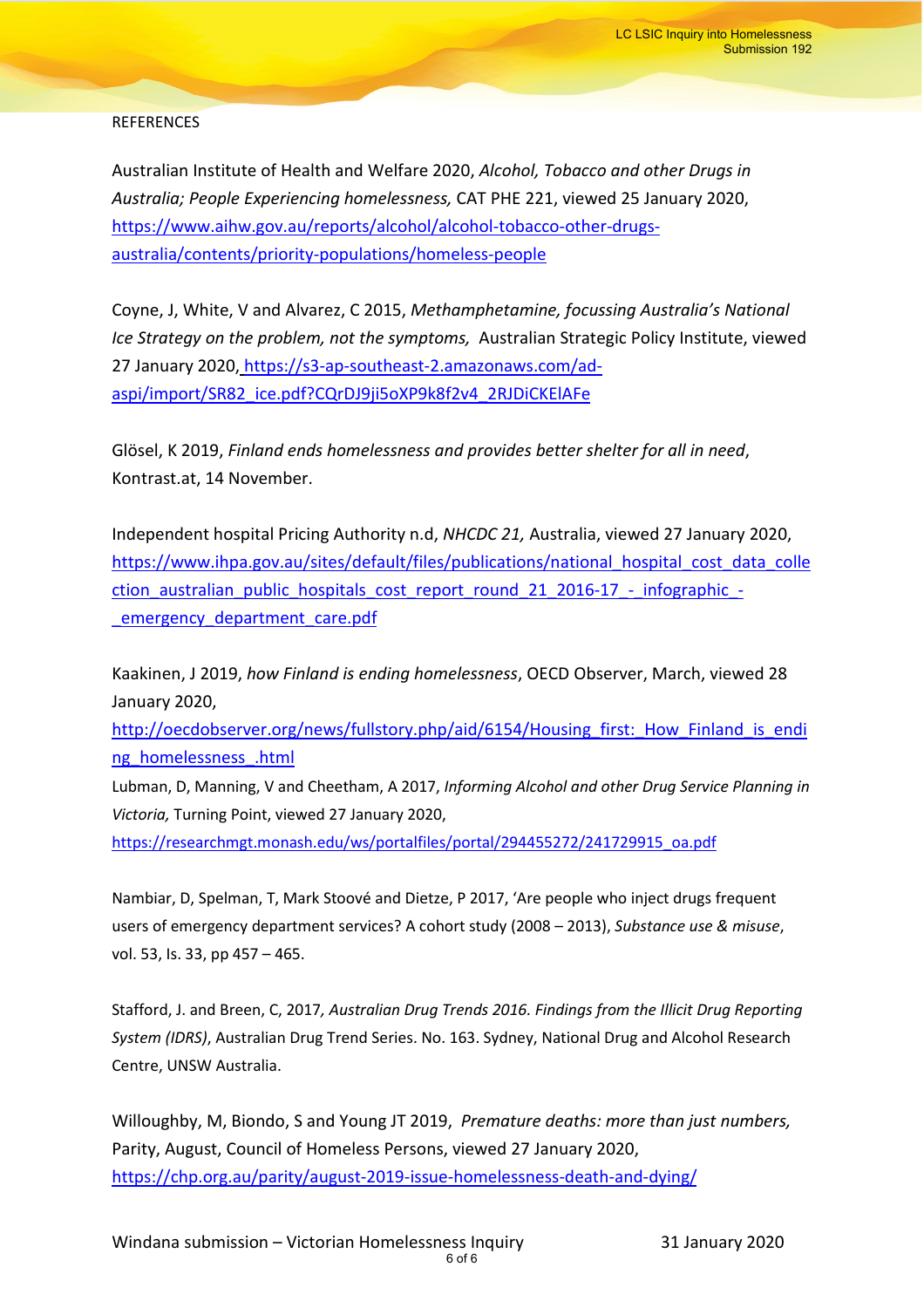REFERENCES

Australian Institute of Health and Welfare 2020, *Alcohol, Tobacco and other Drugs in Australia; People Experiencing homelessness,* CAT PHE 221, viewed 25 January 2020, https://www.aihw.gov.au/reports/alcohol/alcohol-tobacco-other-drugs-australia/contents/priority-populations/homeless-people

Coyne, J, White, V and Alvarez, C 2015, *Methamphetamine, focussing Australia's National Ice Strategy on the problem, not the symptoms,* Australian Strategic Policy Institute, viewed 27 January 2020, https://s3-ap-southeast-2.amazonaws.com/ad-aspi/import/SR82_ice.pdf?CQrDJ9ji5oXP9k8f2v4_2RJDiCKElAFe

Glösel, K 2019, *Finland ends homelessness and provides better shelter for all in need*, Kontrast.at, 14 November.

Independent hospital Pricing Authority n.d, *NHCDC 21,* Australia, viewed 27 January 2020, https://www.ihpa.gov.au/sites/default/files/publications/national_hospital_cost_data_collection_australian_public_hospitals_cost_report_round_21_2016-17_-_infographic_-_emergency_department_care.pdf

Kaakinen, J 2019, *how Finland is ending homelessness*, OECD Observer, March, viewed 28 January 2020, http://oecdobserver.org/news/fullstory.php/aid/6154/Housing_first:_How_Finland_is_ending_homelessness_.html

Lubman, D, Manning, V and Cheetham, A 2017, *Informing Alcohol and other Drug Service Planning in Victoria,* Turning Point, viewed 27 January 2020, https://researchmgt.monash.edu/ws/portalfiles/portal/294455272/241729915_oa.pdf

Nambiar, D, Spelman, T, Mark Stoové and Dietze, P 2017, 'Are people who inject drugs frequent users of emergency department services? A cohort study (2008 – 2013), *Substance use & misuse*, vol. 53, Is. 33, pp 457 – 465.

Stafford, J. and Breen, C, 2017*, Australian Drug Trends 2016. Findings from the Illicit Drug Reporting System (IDRS)*, Australian Drug Trend Series. No. 163. Sydney, National Drug and Alcohol Research Centre, UNSW Australia.

Willoughby, M, Biondo, S and Young JT 2019, *Premature deaths: more than just numbers,* Parity, August, Council of Homeless Persons, viewed 27 January 2020, https://chp.org.au/parity/august-2019-issue-homelessness-death-and-dying/

Windana submission – Victorian Homelessness Inquiry 31 January 2020